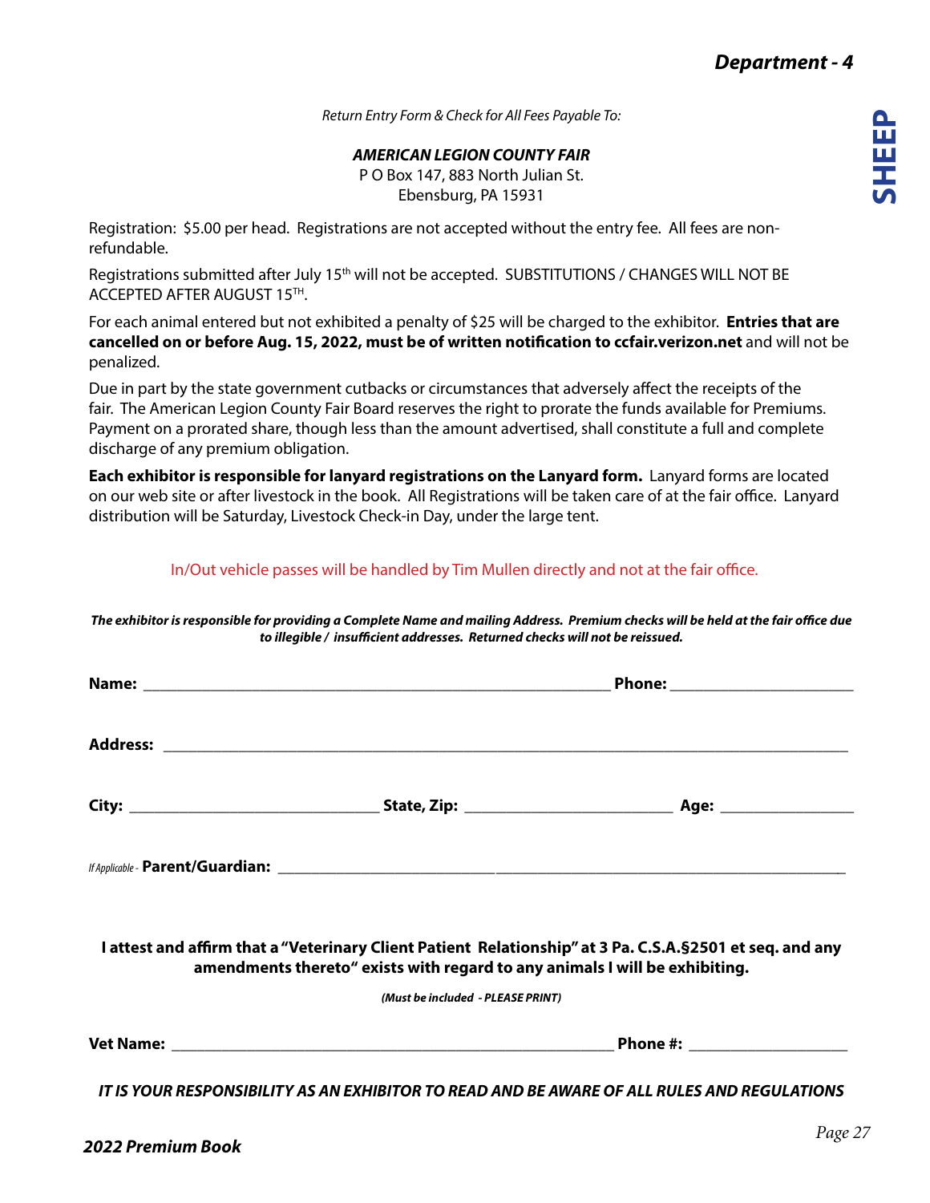# Department - 4

**SHEEP**

*Return Entry Form & Check for All Fees Payable To:*

***AMERICAN LEGION COUNTY FAIR***
P O Box 147, 883 North Julian St.
Ebensburg, PA 15931

Registration: $5.00 per head. Registrations are not accepted without the entry fee. All fees are non-refundable.

Registrations submitted after July 15th will not be accepted. SUBSTITUTIONS / CHANGES WILL NOT BE ACCEPTED AFTER AUGUST 15TH.

For each animal entered but not exhibited a penalty of $25 will be charged to the exhibitor. **Entries that are cancelled on or before Aug. 15, 2022, must be of written notification to ccfair.verizon.net** and will not be penalized.

Due in part by the state government cutbacks or circumstances that adversely affect the receipts of the fair. The American Legion County Fair Board reserves the right to prorate the funds available for Premiums. Payment on a prorated share, though less than the amount advertised, shall constitute a full and complete discharge of any premium obligation.

**Each exhibitor is responsible for lanyard registrations on the Lanyard form.** Lanyard forms are located on our web site or after livestock in the book. All Registrations will be taken care of at the fair office. Lanyard distribution will be Saturday, Livestock Check-in Day, under the large tent.

In/Out vehicle passes will be handled by Tim Mullen directly and not at the fair office.

***The exhibitor is responsible for providing a Complete Name and mailing Address. Premium checks will be held at the fair office due to illegible / insufficient addresses. Returned checks will not be reissued.***

**Name:** ______________________________ **Phone:** ____________________

**Address:** ________________________________________________

**City:** ____________________ **State, Zip:** ____________________ **Age:** ____________

*If Applicable -* **Parent/Guardian:** ________________________________________________

**I attest and affirm that a "Veterinary Client Patient Relationship" at 3 Pa. C.S.A.§2501 et seq. and any amendments thereto" exists with regard to any animals I will be exhibiting.**

***(Must be included - PLEASE PRINT)***

**Vet Name:** ______________________________ **Phone #:** ____________________

***IT IS YOUR RESPONSIBILITY AS AN EXHIBITOR TO READ AND BE AWARE OF ALL RULES AND REGULATIONS***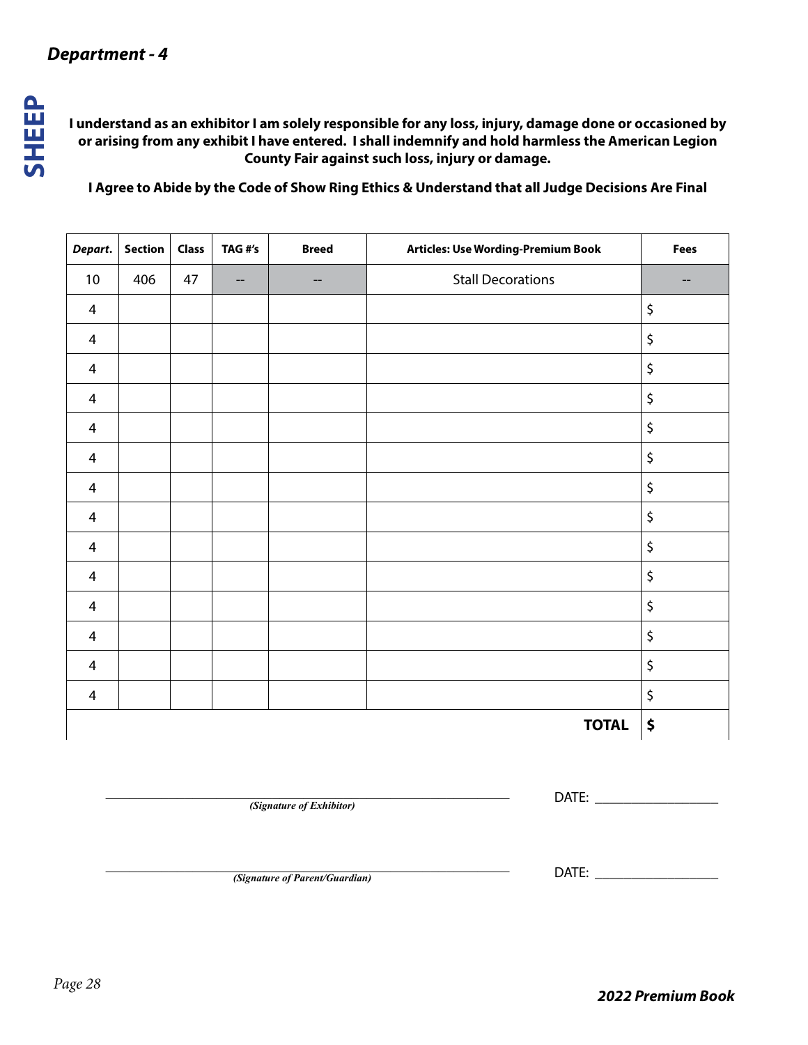## Department - 4

# SHEEP

**I understand as an exhibitor I am solely responsible for any loss, injury, damage done or occasioned by or arising from any exhibit I have entered. I shall indemnify and hold harmless the American Legion County Fair against such loss, injury or damage.**

**I Agree to Abide by the Code of Show Ring Ethics & Understand that all Judge Decisions Are Final**

| *Depart.* | Section | Class | TAG #'s | Breed | Articles: Use Wording-Premium Book | Fees |
|---|---|---|---|---|---|---|
| 10 | 406 | 47 | -- | -- | Stall Decorations | -- |
| 4 | | | | | | $ |
| 4 | | | | | | $ |
| 4 | | | | | | $ |
| 4 | | | | | | $ |
| 4 | | | | | | $ |
| 4 | | | | | | $ |
| 4 | | | | | | $ |
| 4 | | | | | | $ |
| 4 | | | | | | $ |
| 4 | | | | | | $ |
| 4 | | | | | | $ |
| 4 | | | | | | $ |
| 4 | | | | | | $ |
| 4 | | | | | | $ |
| | | | | | **TOTAL** | **$** |

\_\_\_\_\_\_\_\_\_\_\_\_\_\_\_\_\_\_\_\_\_\_\_\_\_\_\_\_\_\_\_\_\_\_\_\_\_\_\_\_ DATE: \_\_\_\_\_\_\_\_\_\_\_\_\_\_\_\_\_\_
*(Signature of Exhibitor)*

\_\_\_\_\_\_\_\_\_\_\_\_\_\_\_\_\_\_\_\_\_\_\_\_\_\_\_\_\_\_\_\_\_\_\_\_\_\_\_\_ DATE: \_\_\_\_\_\_\_\_\_\_\_\_\_\_\_\_\_\_
*(Signature of Parent/Guardian)*